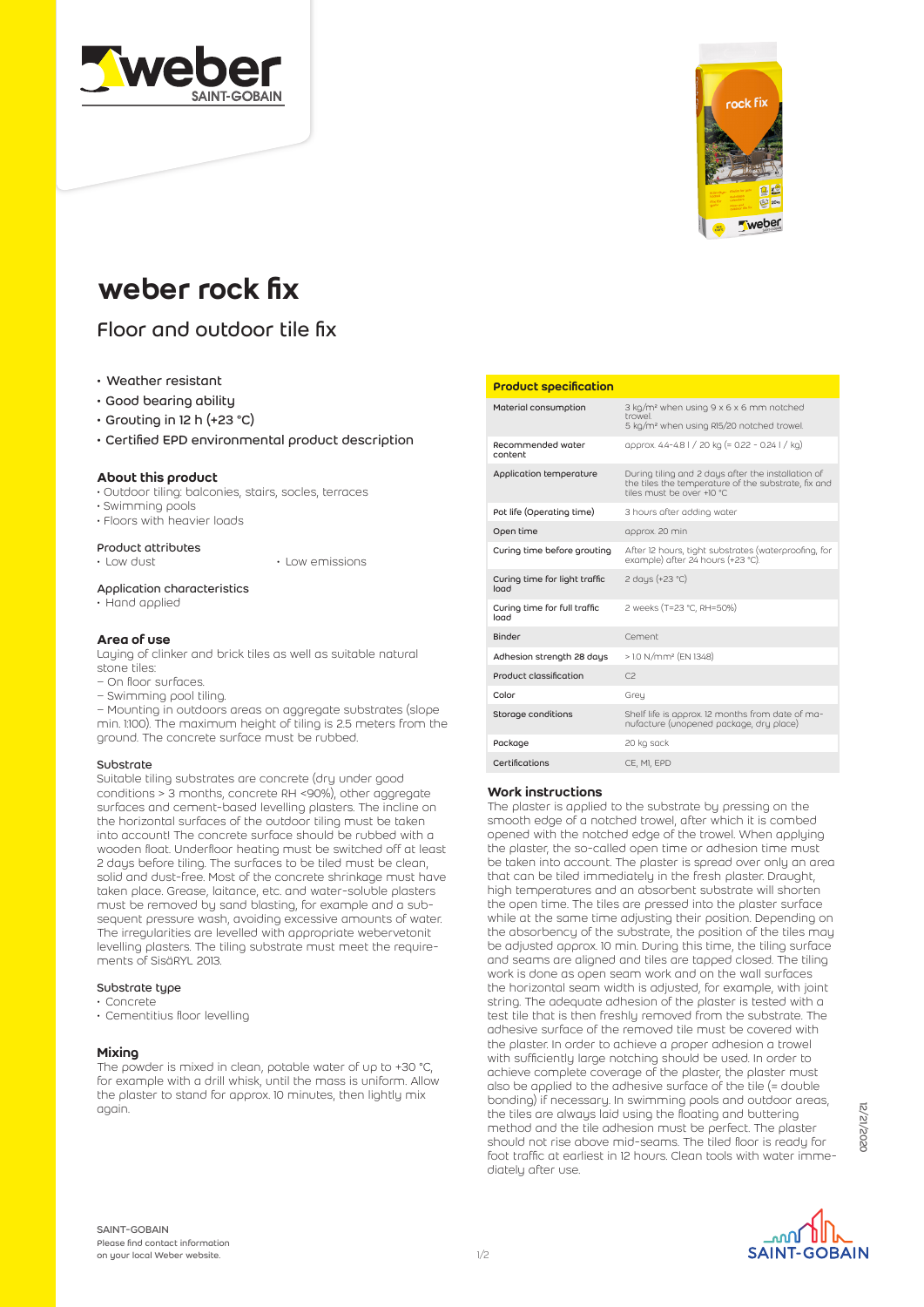# weber rock fix

## Floor and outdoor tile fix

- Weather resistant
- Good bearing ability
- Grouting in 12 h (+23 °C)
- Certified EPD environmental product description

### About this product

- Outdoor tiling: balconies, stairs, socles, terraces
- Swimming pools
- Floors with heavier loads

#### Product attributes

- Low dust
- Low emissions

#### Application characteristics

- Hand applied

### Area of use

Laying of clinker and brick tiles as well as suitable natural stone tiles:
– On floor surfaces.
– Swimming pool tiling.
– Mounting in outdoors areas on aggregate substrates (slope min. 1:100). The maximum height of tiling is 2.5 meters from the ground. The concrete surface must be rubbed.

#### Substrate

Suitable tiling substrates are concrete (dry under good conditions > 3 months, concrete RH <90%), other aggregate surfaces and cement-based levelling plasters. The incline on the horizontal surfaces of the outdoor tiling must be taken into account! The concrete surface should be rubbed with a wooden float. Underfloor heating must be switched off at least 2 days before tiling. The surfaces to be tiled must be clean, solid and dust-free. Most of the concrete shrinkage must have taken place. Grease, laitance, etc. and water-soluble plasters must be removed by sand blasting, for example and a subsequent pressure wash, avoiding excessive amounts of water. The irregularities are levelled with appropriate webervetonit levelling plasters. The tiling substrate must meet the requirements of SisäRYL 2013.

#### Substrate type

- Concrete
- Cementitius floor levelling

### Mixing

The powder is mixed in clean, potable water of up to +30 °C, for example with a drill whisk, until the mass is uniform. Allow the plaster to stand for approx. 10 minutes, then lightly mix again.

| Product specification | |
|---|---|
| Material consumption | 3 kg/m² when using 9 x 6 x 6 mm notched trowel. 5 kg/m² when using R15/20 notched trowel. |
| Recommended water content | approx. 4.4-4.8 l / 20 kg (= 0.22 - 0.24 l / kg) |
| Application temperature | During tiling and 2 days after the installation of the tiles the temperature of the substrate, fix and tiles must be over +10 °C |
| Pot life (Operating time) | 3 hours after adding water |
| Open time | approx. 20 min |
| Curing time before grouting | After 12 hours, tight substrates (waterproofing, for example) after 24 hours (+23 °C). |
| Curing time for light traffic load | 2 days (+23 °C) |
| Curing time for full traffic load | 2 weeks (T=23 °C, RH=50%) |
| Binder | Cement |
| Adhesion strength 28 days | > 1.0 N/mm² (EN 1348) |
| Product classification | C2 |
| Color | Grey |
| Storage conditions | Shelf life is approx. 12 months from date of manufacture (unopened package, dry place) |
| Package | 20 kg sack |
| Certifications | CE, M1, EPD |

### Work instructions

The plaster is applied to the substrate by pressing on the smooth edge of a notched trowel, after which it is combed opened with the notched edge of the trowel. When applying the plaster, the so-called open time or adhesion time must be taken into account. The plaster is spread over only an area that can be tiled immediately in the fresh plaster. Draught, high temperatures and an absorbent substrate will shorten the open time. The tiles are pressed into the plaster surface while at the same time adjusting their position. Depending on the absorbency of the substrate, the position of the tiles may be adjusted approx. 10 min. During this time, the tiling surface and seams are aligned and tiles are tapped closed. The tiling work is done as open seam work and on the wall surfaces the horizontal seam width is adjusted, for example, with joint string. The adequate adhesion of the plaster is tested with a test tile that is then freshly removed from the substrate. The adhesive surface of the removed tile must be covered with the plaster. In order to achieve a proper adhesion a trowel with sufficiently large notching should be used. In order to achieve complete coverage of the plaster, the plaster must also be applied to the adhesive surface of the tile (= double bonding) if necessary. In swimming pools and outdoor areas, the tiles are always laid using the floating and buttering method and the tile adhesion must be perfect. The plaster should not rise above mid-seams. The tiled floor is ready for foot traffic at earliest in 12 hours. Clean tools with water immediately after use.

SAINT-GOBAIN
Please find contact information on your local Weber website.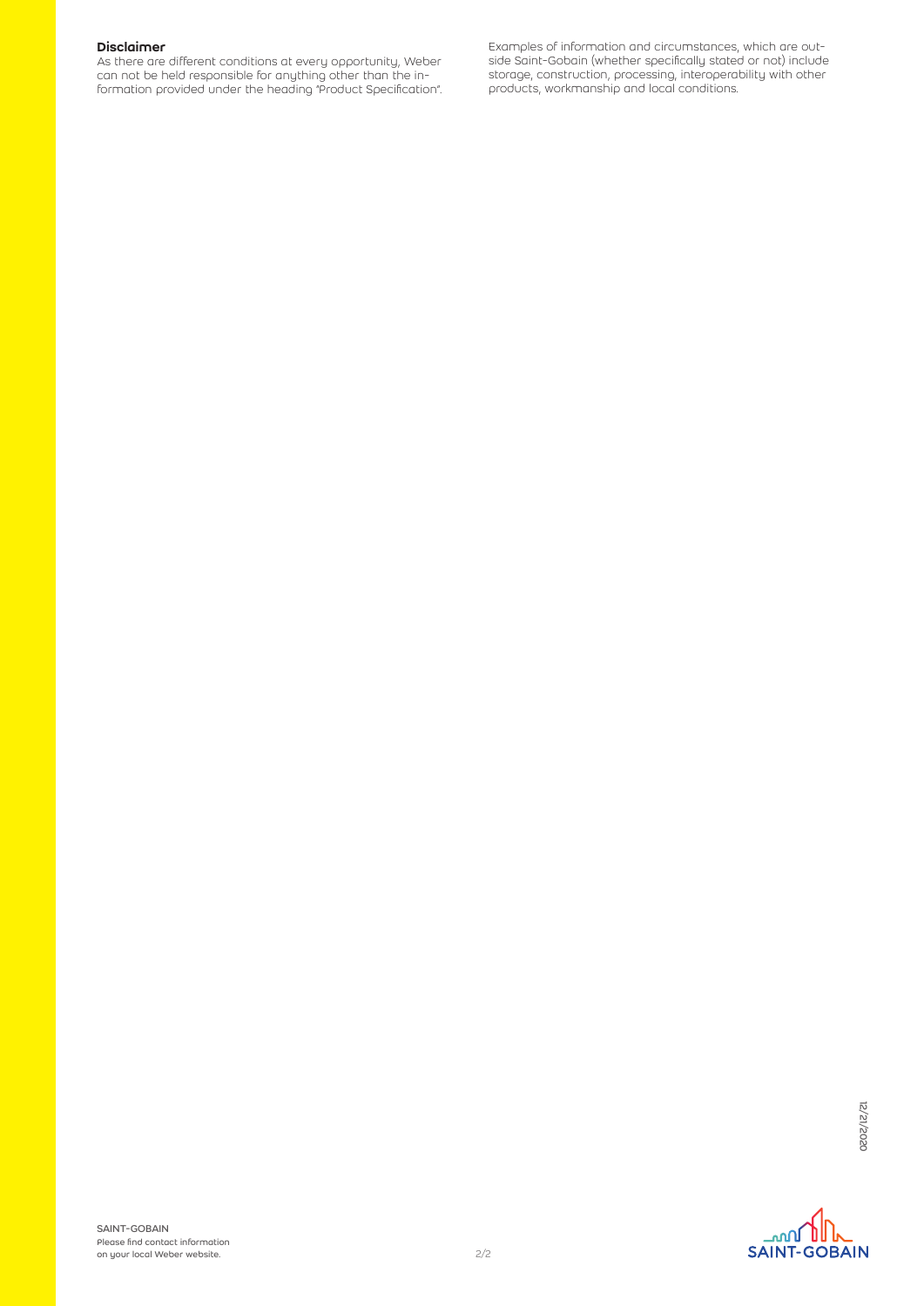**Disclaimer**

As there are different conditions at every opportunity, Weber can not be held responsible for anything other than the information provided under the heading "Product Specification".

Examples of information and circumstances, which are outside Saint-Gobain (whether specifically stated or not) include storage, construction, processing, interoperability with other products, workmanship and local conditions.

12/21/2020

SAINT-GOBAIN
Please find contact information on your local Weber website.